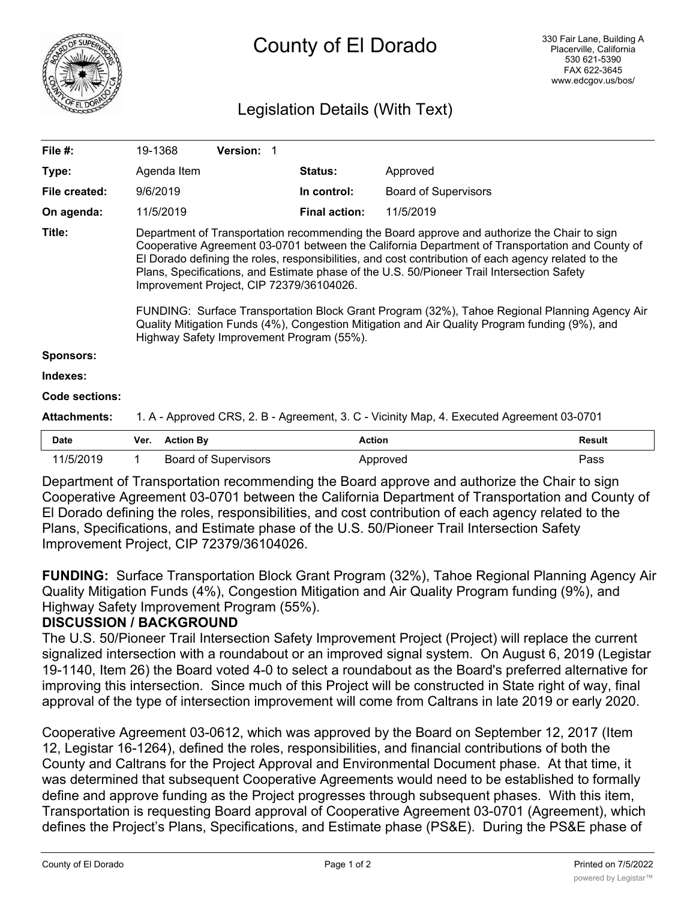# County of El Dorado

330 Fair Lane, Building A
Placerville, California
530 621-5390
FAX 622-3645
www.edcgov.us/bos/

## Legislation Details (With Text)

| | | | |
|---|---|---|---|
| **File #:** | 19-1368 **Version:** 1 | | |
| **Type:** | Agenda Item | **Status:** | Approved |
| **File created:** | 9/6/2019 | **In control:** | Board of Supervisors |
| **On agenda:** | 11/5/2019 | **Final action:** | 11/5/2019 |

**Title:** Department of Transportation recommending the Board approve and authorize the Chair to sign Cooperative Agreement 03-0701 between the California Department of Transportation and County of El Dorado defining the roles, responsibilities, and cost contribution of each agency related to the Plans, Specifications, and Estimate phase of the U.S. 50/Pioneer Trail Intersection Safety Improvement Project, CIP 72379/36104026.

FUNDING: Surface Transportation Block Grant Program (32%), Tahoe Regional Planning Agency Air Quality Mitigation Funds (4%), Congestion Mitigation and Air Quality Program funding (9%), and Highway Safety Improvement Program (55%).

**Sponsors:**

**Indexes:**

**Code sections:**

**Attachments:** 1. A - Approved CRS, 2. B - Agreement, 3. C - Vicinity Map, 4. Executed Agreement 03-0701

| Date | Ver. | Action By | Action | Result |
|---|---|---|---|---|
| 11/5/2019 | 1 | Board of Supervisors | Approved | Pass |

Department of Transportation recommending the Board approve and authorize the Chair to sign Cooperative Agreement 03-0701 between the California Department of Transportation and County of El Dorado defining the roles, responsibilities, and cost contribution of each agency related to the Plans, Specifications, and Estimate phase of the U.S. 50/Pioneer Trail Intersection Safety Improvement Project, CIP 72379/36104026.

**FUNDING:** Surface Transportation Block Grant Program (32%), Tahoe Regional Planning Agency Air Quality Mitigation Funds (4%), Congestion Mitigation and Air Quality Program funding (9%), and Highway Safety Improvement Program (55%).

**DISCUSSION / BACKGROUND**

The U.S. 50/Pioneer Trail Intersection Safety Improvement Project (Project) will replace the current signalized intersection with a roundabout or an improved signal system. On August 6, 2019 (Legistar 19-1140, Item 26) the Board voted 4-0 to select a roundabout as the Board's preferred alternative for improving this intersection. Since much of this Project will be constructed in State right of way, final approval of the type of intersection improvement will come from Caltrans in late 2019 or early 2020.

Cooperative Agreement 03-0612, which was approved by the Board on September 12, 2017 (Item 12, Legistar 16-1264), defined the roles, responsibilities, and financial contributions of both the County and Caltrans for the Project Approval and Environmental Document phase. At that time, it was determined that subsequent Cooperative Agreements would need to be established to formally define and approve funding as the Project progresses through subsequent phases. With this item, Transportation is requesting Board approval of Cooperative Agreement 03-0701 (Agreement), which defines the Project's Plans, Specifications, and Estimate phase (PS&E). During the PS&E phase of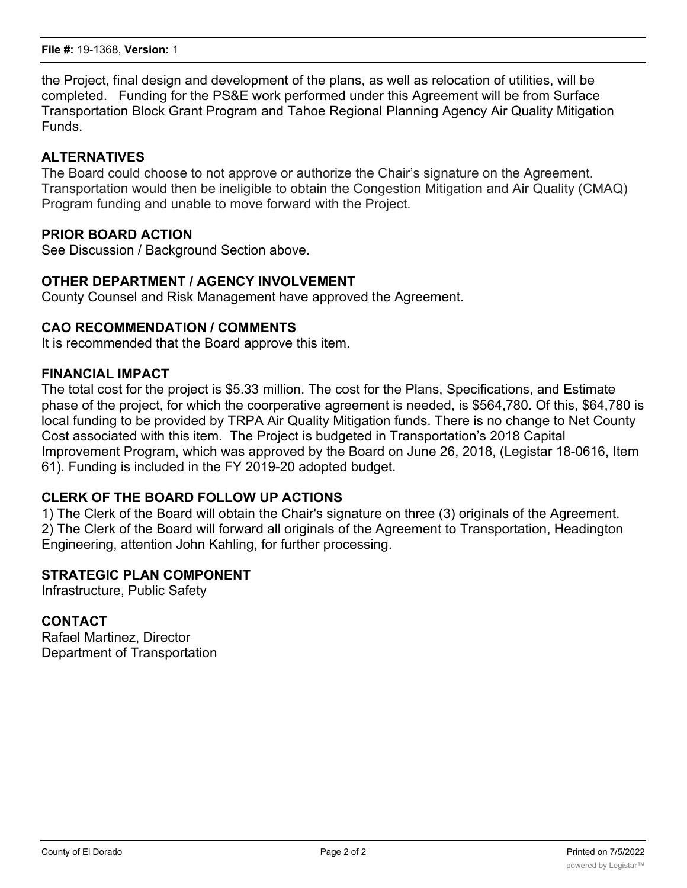the Project, final design and development of the plans, as well as relocation of utilities, will be completed. Funding for the PS&E work performed under this Agreement will be from Surface Transportation Block Grant Program and Tahoe Regional Planning Agency Air Quality Mitigation Funds.

## ALTERNATIVES

The Board could choose to not approve or authorize the Chair's signature on the Agreement. Transportation would then be ineligible to obtain the Congestion Mitigation and Air Quality (CMAQ) Program funding and unable to move forward with the Project.

## PRIOR BOARD ACTION

See Discussion / Background Section above.

## OTHER DEPARTMENT / AGENCY INVOLVEMENT

County Counsel and Risk Management have approved the Agreement.

## CAO RECOMMENDATION / COMMENTS

It is recommended that the Board approve this item.

## FINANCIAL IMPACT

The total cost for the project is $5.33 million. The cost for the Plans, Specifications, and Estimate phase of the project, for which the coorperative agreement is needed, is $564,780. Of this, $64,780 is local funding to be provided by TRPA Air Quality Mitigation funds. There is no change to Net County Cost associated with this item. The Project is budgeted in Transportation's 2018 Capital Improvement Program, which was approved by the Board on June 26, 2018, (Legistar 18-0616, Item 61). Funding is included in the FY 2019-20 adopted budget.

## CLERK OF THE BOARD FOLLOW UP ACTIONS

1) The Clerk of the Board will obtain the Chair's signature on three (3) originals of the Agreement.
2) The Clerk of the Board will forward all originals of the Agreement to Transportation, Headington Engineering, attention John Kahling, for further processing.

## STRATEGIC PLAN COMPONENT

Infrastructure, Public Safety

## CONTACT

Rafael Martinez, Director
Department of Transportation